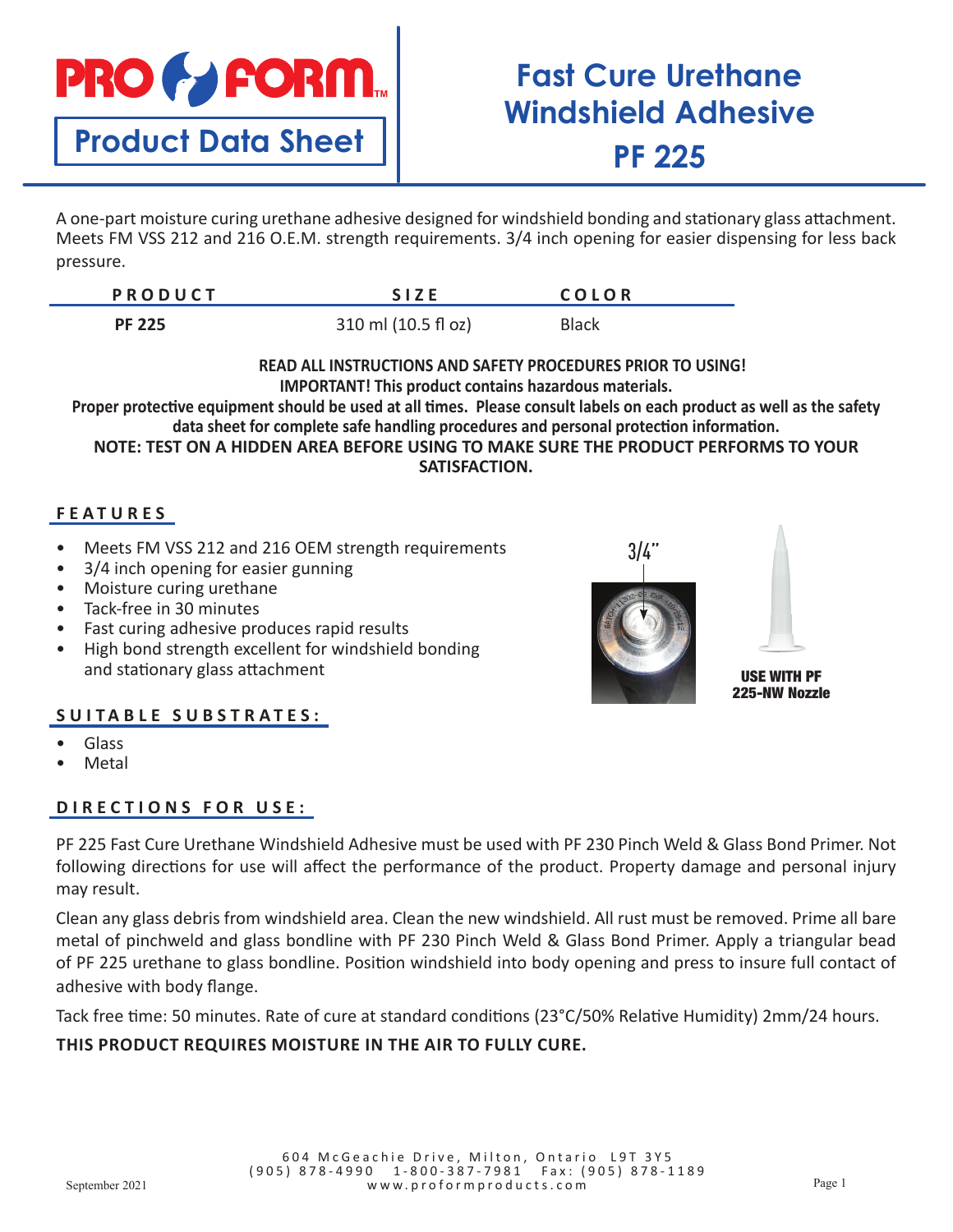# PRO FORM

**Product Data Sheet**

# Fast Cure Urethane Windshield Adhesive PF 225

A one-part moisture curing urethane adhesive designed for windshield bonding and stationary glass attachment. Meets FM VSS 212 and 216 O.E.M. strength requirements. 3/4 inch opening for easier dispensing for less back pressure.

| PRODUCT | SIZE | COLOR |
|---|---|---|
| **PF 225** | 310 ml (10.5 fl oz) | Black |

**READ ALL INSTRUCTIONS AND SAFETY PROCEDURES PRIOR TO USING!**
**IMPORTANT! This product contains hazardous materials.**
**Proper protective equipment should be used at all times. Please consult labels on each product as well as the safety data sheet for complete safe handling procedures and personal protection information.**
**NOTE: TEST ON A HIDDEN AREA BEFORE USING TO MAKE SURE THE PRODUCT PERFORMS TO YOUR SATISFACTION.**

## FEATURES

- Meets FM VSS 212 and 216 OEM strength requirements
- 3/4 inch opening for easier gunning
- Moisture curing urethane
- Tack-free in 30 minutes
- Fast curing adhesive produces rapid results
- High bond strength excellent for windshield bonding and stationary glass attachment

3/4"

**USE WITH PF 225-NW Nozzle**

## SUITABLE SUBSTRATES:

- Glass
- Metal

## DIRECTIONS FOR USE:

PF 225 Fast Cure Urethane Windshield Adhesive must be used with PF 230 Pinch Weld & Glass Bond Primer. Not following directions for use will affect the performance of the product. Property damage and personal injury may result.

Clean any glass debris from windshield area. Clean the new windshield. All rust must be removed. Prime all bare metal of pinchweld and glass bondline with PF 230 Pinch Weld & Glass Bond Primer. Apply a triangular bead of PF 225 urethane to glass bondline. Position windshield into body opening and press to insure full contact of adhesive with body flange.

Tack free time: 50 minutes. Rate of cure at standard conditions (23°C/50% Relative Humidity) 2mm/24 hours.

**THIS PRODUCT REQUIRES MOISTURE IN THE AIR TO FULLY CURE.**

604 McGeachie Drive, Milton, Ontario L9T 3Y5
(905) 878-4990 1-800-387-7981 Fax: (905) 878-1189
www.proformproducts.com

September 2021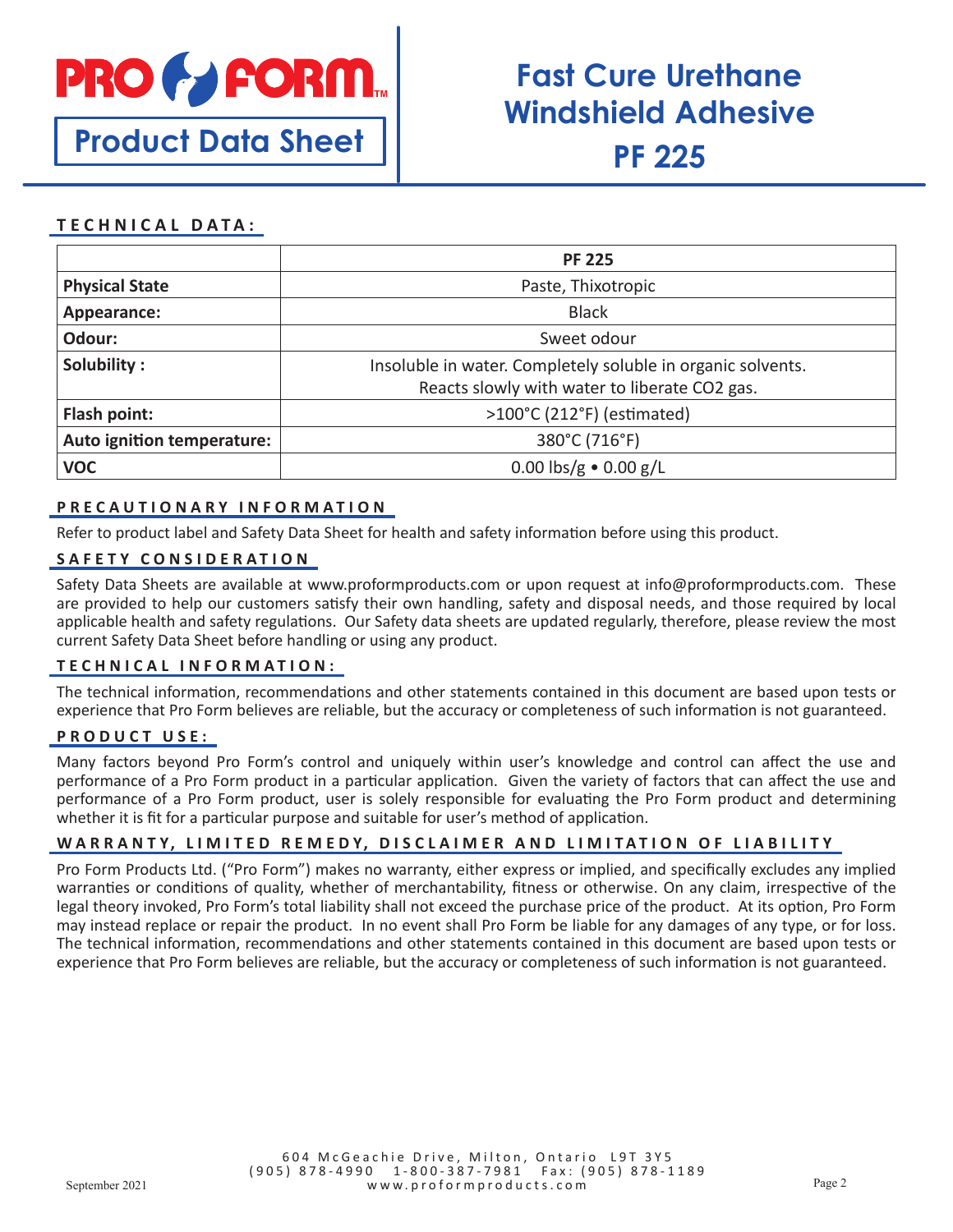# Fast Cure Urethane Windshield Adhesive

# PF 225

**Product Data Sheet**

## TECHNICAL DATA:

| | PF 225 |
|---|---|
| **Physical State** | Paste, Thixotropic |
| **Appearance:** | Black |
| **Odour:** | Sweet odour |
| **Solubility :** | Insoluble in water. Completely soluble in organic solvents. Reacts slowly with water to liberate $CO_2$ gas. |
| **Flash point:** | >100°C (212°F) (estimated) |
| **Auto ignition temperature:** | 380°C (716°F) |
| **VOC** | 0.00 lbs/g • 0.00 g/L |

## PRECAUTIONARY INFORMATION

Refer to product label and Safety Data Sheet for health and safety information before using this product.

## SAFETY CONSIDERATION

Safety Data Sheets are available at www.proformproducts.com or upon request at info@proformproducts.com. These are provided to help our customers satisfy their own handling, safety and disposal needs, and those required by local applicable health and safety regulations. Our Safety data sheets are updated regularly, therefore, please review the most current Safety Data Sheet before handling or using any product.

## TECHNICAL INFORMATION:

The technical information, recommendations and other statements contained in this document are based upon tests or experience that Pro Form believes are reliable, but the accuracy or completeness of such information is not guaranteed.

## PRODUCT USE:

Many factors beyond Pro Form's control and uniquely within user's knowledge and control can affect the use and performance of a Pro Form product in a particular application. Given the variety of factors that can affect the use and performance of a Pro Form product, user is solely responsible for evaluating the Pro Form product and determining whether it is fit for a particular purpose and suitable for user's method of application.

## WARRANTY, LIMITED REMEDY, DISCLAIMER AND LIMITATION OF LIABILITY

Pro Form Products Ltd. ("Pro Form") makes no warranty, either express or implied, and specifically excludes any implied warranties or conditions of quality, whether of merchantability, fitness or otherwise. On any claim, irrespective of the legal theory invoked, Pro Form's total liability shall not exceed the purchase price of the product. At its option, Pro Form may instead replace or repair the product. In no event shall Pro Form be liable for any damages of any type, or for loss. The technical information, recommendations and other statements contained in this document are based upon tests or experience that Pro Form believes are reliable, but the accuracy or completeness of such information is not guaranteed.

604 McGeachie Drive, Milton, Ontario L9T 3Y5
(905) 878-4990 1-800-387-7981 Fax: (905) 878-1189
www.proformproducts.com

September 2021